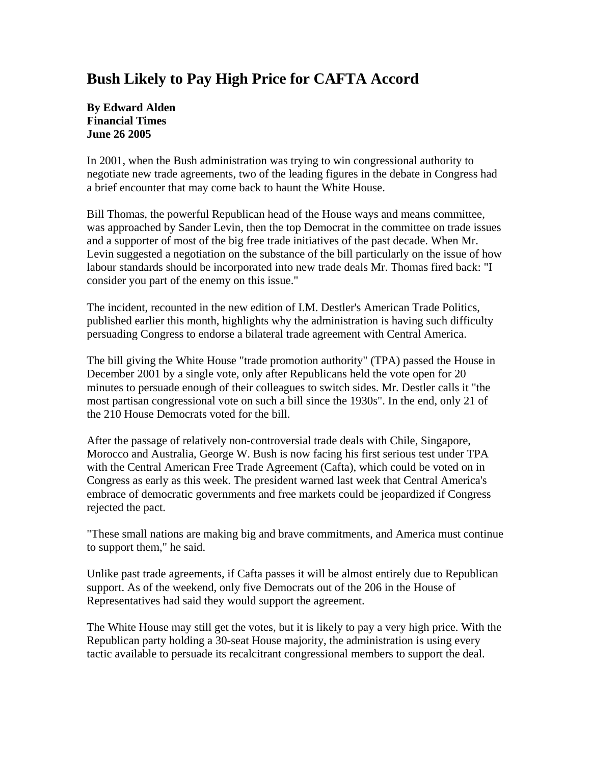# Bush Likely to Pay High Price for CAFTA Accord

**By Edward Alden**
**Financial Times**
**June 26 2005**

In 2001, when the Bush administration was trying to win congressional authority to negotiate new trade agreements, two of the leading figures in the debate in Congress had a brief encounter that may come back to haunt the White House.

Bill Thomas, the powerful Republican head of the House ways and means committee, was approached by Sander Levin, then the top Democrat in the committee on trade issues and a supporter of most of the big free trade initiatives of the past decade. When Mr. Levin suggested a negotiation on the substance of the bill particularly on the issue of how labour standards should be incorporated into new trade deals Mr. Thomas fired back: "I consider you part of the enemy on this issue."

The incident, recounted in the new edition of I.M. Destler's American Trade Politics, published earlier this month, highlights why the administration is having such difficulty persuading Congress to endorse a bilateral trade agreement with Central America.

The bill giving the White House "trade promotion authority" (TPA) passed the House in December 2001 by a single vote, only after Republicans held the vote open for 20 minutes to persuade enough of their colleagues to switch sides. Mr. Destler calls it "the most partisan congressional vote on such a bill since the 1930s". In the end, only 21 of the 210 House Democrats voted for the bill.

After the passage of relatively non-controversial trade deals with Chile, Singapore, Morocco and Australia, George W. Bush is now facing his first serious test under TPA with the Central American Free Trade Agreement (Cafta), which could be voted on in Congress as early as this week. The president warned last week that Central America's embrace of democratic governments and free markets could be jeopardized if Congress rejected the pact.

"These small nations are making big and brave commitments, and America must continue to support them," he said.

Unlike past trade agreements, if Cafta passes it will be almost entirely due to Republican support. As of the weekend, only five Democrats out of the 206 in the House of Representatives had said they would support the agreement.

The White House may still get the votes, but it is likely to pay a very high price. With the Republican party holding a 30-seat House majority, the administration is using every tactic available to persuade its recalcitrant congressional members to support the deal.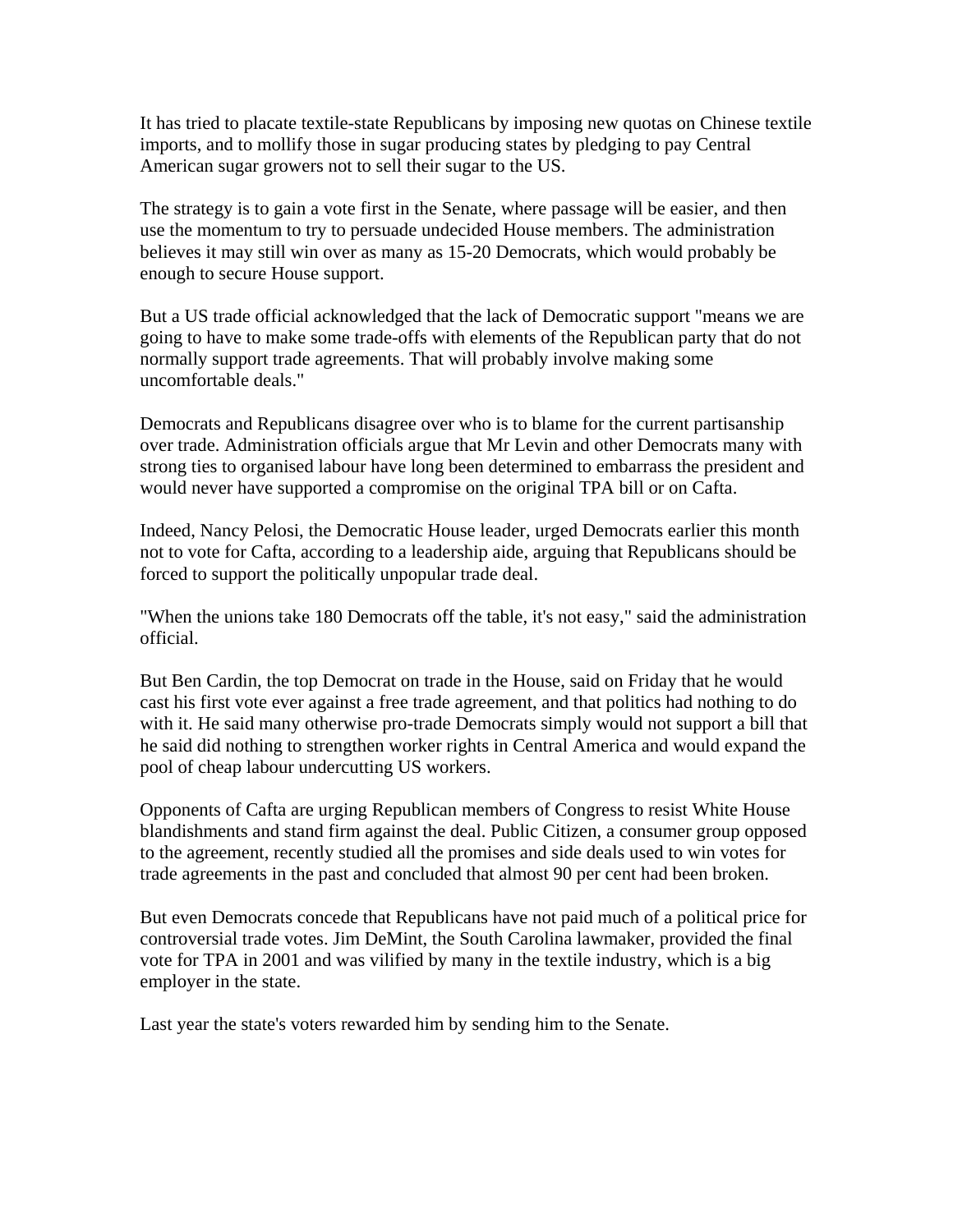It has tried to placate textile-state Republicans by imposing new quotas on Chinese textile imports, and to mollify those in sugar producing states by pledging to pay Central American sugar growers not to sell their sugar to the US.

The strategy is to gain a vote first in the Senate, where passage will be easier, and then use the momentum to try to persuade undecided House members. The administration believes it may still win over as many as 15-20 Democrats, which would probably be enough to secure House support.

But a US trade official acknowledged that the lack of Democratic support "means we are going to have to make some trade-offs with elements of the Republican party that do not normally support trade agreements. That will probably involve making some uncomfortable deals."

Democrats and Republicans disagree over who is to blame for the current partisanship over trade. Administration officials argue that Mr Levin and other Democrats many with strong ties to organised labour have long been determined to embarrass the president and would never have supported a compromise on the original TPA bill or on Cafta.

Indeed, Nancy Pelosi, the Democratic House leader, urged Democrats earlier this month not to vote for Cafta, according to a leadership aide, arguing that Republicans should be forced to support the politically unpopular trade deal.

"When the unions take 180 Democrats off the table, it's not easy," said the administration official.

But Ben Cardin, the top Democrat on trade in the House, said on Friday that he would cast his first vote ever against a free trade agreement, and that politics had nothing to do with it. He said many otherwise pro-trade Democrats simply would not support a bill that he said did nothing to strengthen worker rights in Central America and would expand the pool of cheap labour undercutting US workers.

Opponents of Cafta are urging Republican members of Congress to resist White House blandishments and stand firm against the deal. Public Citizen, a consumer group opposed to the agreement, recently studied all the promises and side deals used to win votes for trade agreements in the past and concluded that almost 90 per cent had been broken.

But even Democrats concede that Republicans have not paid much of a political price for controversial trade votes. Jim DeMint, the South Carolina lawmaker, provided the final vote for TPA in 2001 and was vilified by many in the textile industry, which is a big employer in the state.

Last year the state's voters rewarded him by sending him to the Senate.